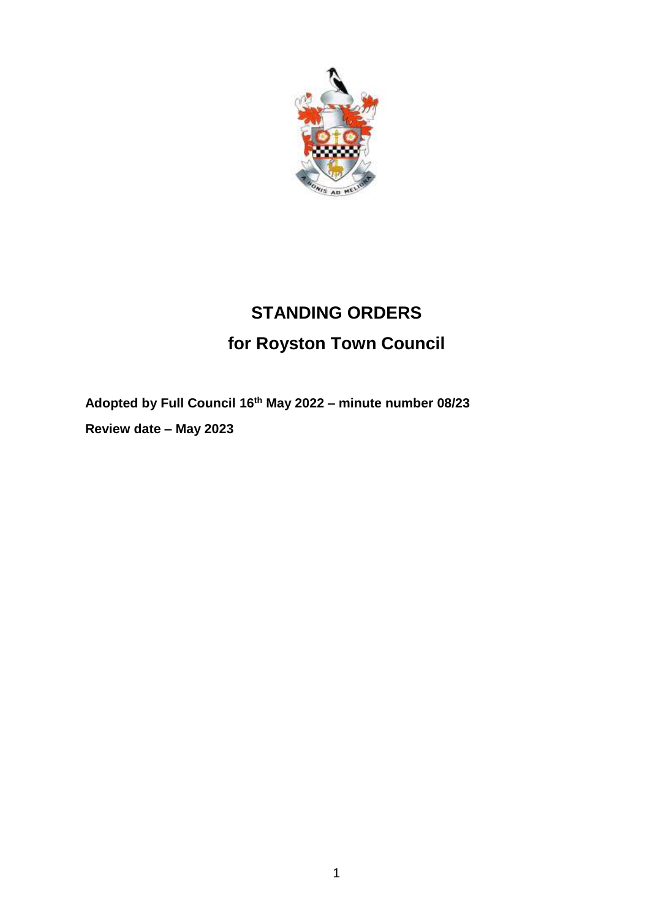# STANDING ORDERS

# for Royston Town Council

**Adopted by Full Council 16th May 2022 – minute number 08/23**

**Review date – May 2023**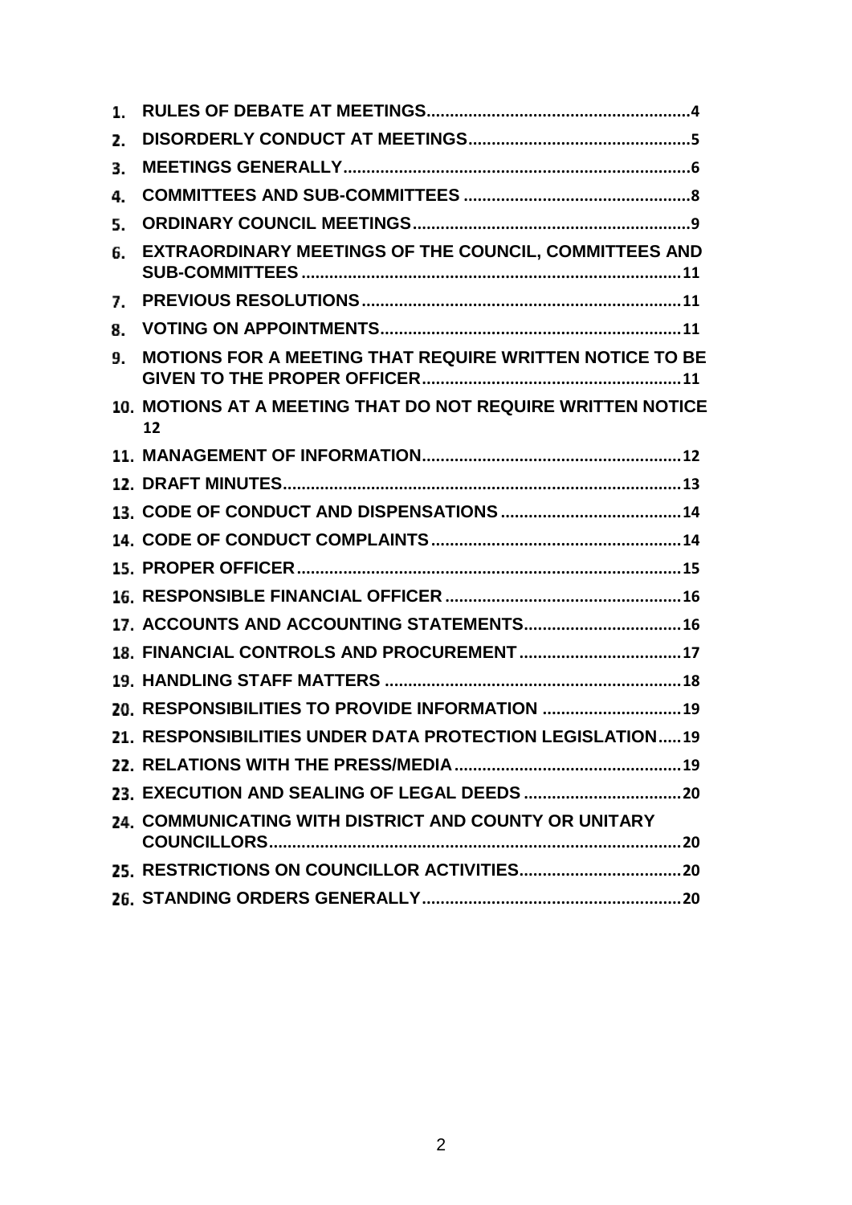1. **RULES OF DEBATE AT MEETINGS** ........................................................ 4
2. **DISORDERLY CONDUCT AT MEETINGS** ................................................ 5
3. **MEETINGS GENERALLY** .......................................................................... 6
4. **COMMITTEES AND SUB-COMMITTEES** ................................................. 8
5. **ORDINARY COUNCIL MEETINGS** ........................................................... 9
6. **EXTRAORDINARY MEETINGS OF THE COUNCIL, COMMITTEES AND SUB-COMMITTEES** ................................................................................. 11
7. **PREVIOUS RESOLUTIONS** ..................................................................... 11
8. **VOTING ON APPOINTMENTS** ................................................................. 11
9. **MOTIONS FOR A MEETING THAT REQUIRE WRITTEN NOTICE TO BE GIVEN TO THE PROPER OFFICER** ........................................................ 11
10. **MOTIONS AT A MEETING THAT DO NOT REQUIRE WRITTEN NOTICE** 12
11. **MANAGEMENT OF INFORMATION** ........................................................ 12
12. **DRAFT MINUTES** ..................................................................................... 13
13. **CODE OF CONDUCT AND DISPENSATIONS** ....................................... 14
14. **CODE OF CONDUCT COMPLAINTS** ...................................................... 14
15. **PROPER OFFICER** .................................................................................... 15
16. **RESPONSIBLE FINANCIAL OFFICER** ................................................... 16
17. **ACCOUNTS AND ACCOUNTING STATEMENTS** .................................. 16
18. **FINANCIAL CONTROLS AND PROCUREMENT** ................................... 17
19. **HANDLING STAFF MATTERS** ................................................................ 18
20. **RESPONSIBILITIES TO PROVIDE INFORMATION** .............................. 19
21. **RESPONSIBILITIES UNDER DATA PROTECTION LEGISLATION** ..... 19
22. **RELATIONS WITH THE PRESS/MEDIA** ................................................. 19
23. **EXECUTION AND SEALING OF LEGAL DEEDS** .................................. 20
24. **COMMUNICATING WITH DISTRICT AND COUNTY OR UNITARY COUNCILLORS** ......................................................................................... 20
25. **RESTRICTIONS ON COUNCILLOR ACTIVITIES** ................................... 20
26. **STANDING ORDERS GENERALLY** ........................................................ 20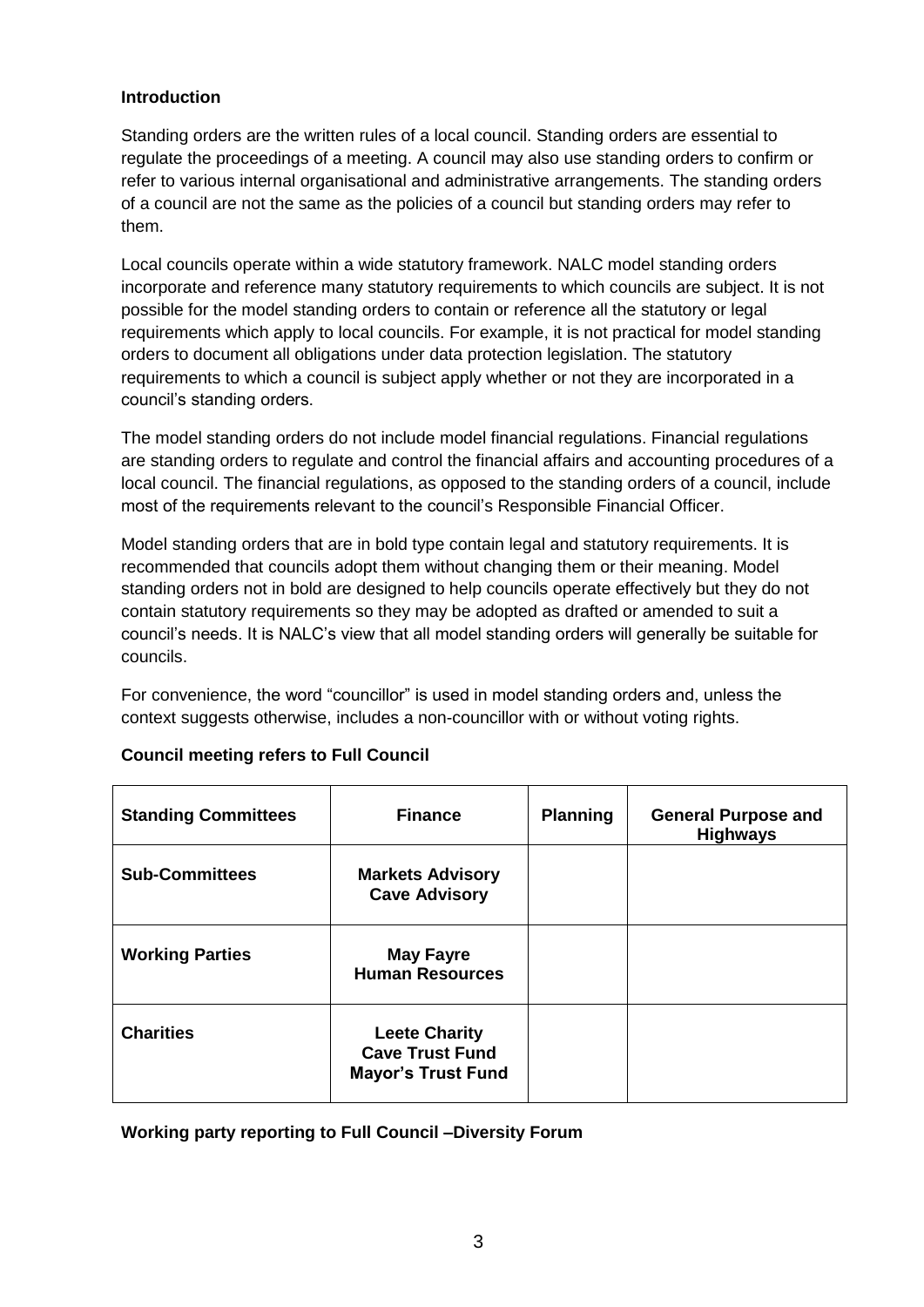**Introduction**

Standing orders are the written rules of a local council. Standing orders are essential to regulate the proceedings of a meeting. A council may also use standing orders to confirm or refer to various internal organisational and administrative arrangements. The standing orders of a council are not the same as the policies of a council but standing orders may refer to them.

Local councils operate within a wide statutory framework. NALC model standing orders incorporate and reference many statutory requirements to which councils are subject. It is not possible for the model standing orders to contain or reference all the statutory or legal requirements which apply to local councils. For example, it is not practical for model standing orders to document all obligations under data protection legislation. The statutory requirements to which a council is subject apply whether or not they are incorporated in a council's standing orders.

The model standing orders do not include model financial regulations. Financial regulations are standing orders to regulate and control the financial affairs and accounting procedures of a local council. The financial regulations, as opposed to the standing orders of a council, include most of the requirements relevant to the council's Responsible Financial Officer.

Model standing orders that are in bold type contain legal and statutory requirements. It is recommended that councils adopt them without changing them or their meaning. Model standing orders not in bold are designed to help councils operate effectively but they do not contain statutory requirements so they may be adopted as drafted or amended to suit a council's needs. It is NALC's view that all model standing orders will generally be suitable for councils.

For convenience, the word "councillor" is used in model standing orders and, unless the context suggests otherwise, includes a non-councillor with or without voting rights.

**Council meeting refers to Full Council**

| **Standing Committees** | **Finance** | **Planning** | **General Purpose and Highways** |
|---|---|---|---|
| **Sub-Committees** | **Markets Advisory**<br>**Cave Advisory** | | |
| **Working Parties** | **May Fayre**<br>**Human Resources** | | |
| **Charities** | **Leete Charity**<br>**Cave Trust Fund**<br>**Mayor's Trust Fund** | | |

**Working party reporting to Full Council –Diversity Forum**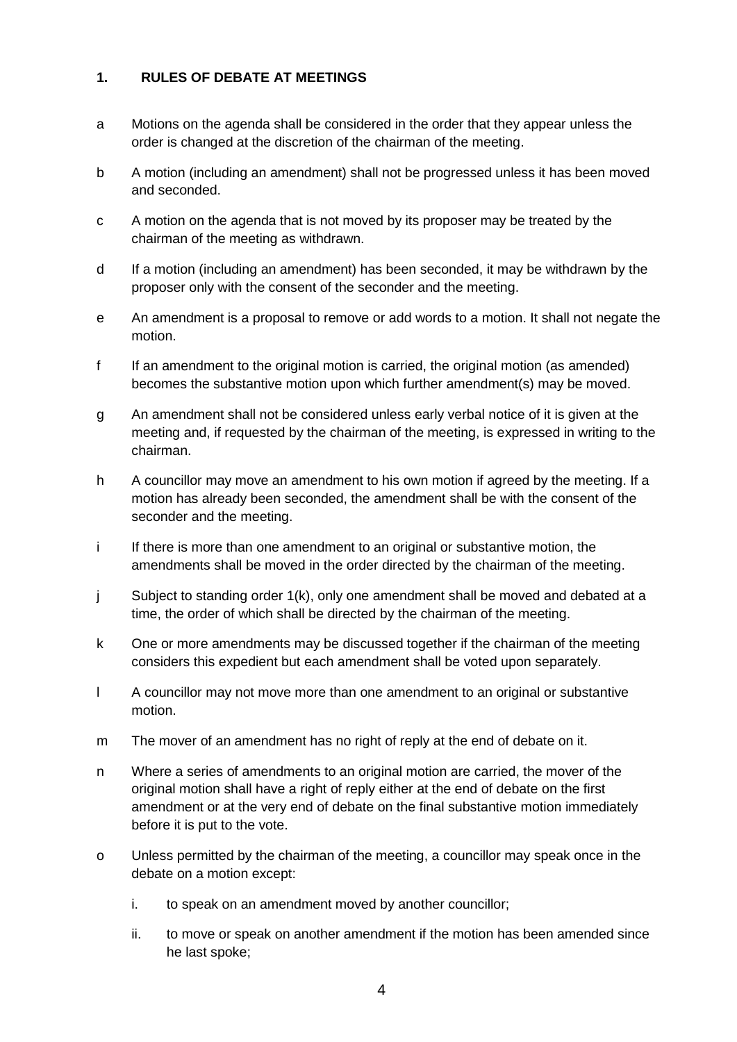## 1. RULES OF DEBATE AT MEETINGS

a. Motions on the agenda shall be considered in the order that they appear unless the order is changed at the discretion of the chairman of the meeting.

b. A motion (including an amendment) shall not be progressed unless it has been moved and seconded.

c. A motion on the agenda that is not moved by its proposer may be treated by the chairman of the meeting as withdrawn.

d. If a motion (including an amendment) has been seconded, it may be withdrawn by the proposer only with the consent of the seconder and the meeting.

e. An amendment is a proposal to remove or add words to a motion. It shall not negate the motion.

f. If an amendment to the original motion is carried, the original motion (as amended) becomes the substantive motion upon which further amendment(s) may be moved.

g. An amendment shall not be considered unless early verbal notice of it is given at the meeting and, if requested by the chairman of the meeting, is expressed in writing to the chairman.

h. A councillor may move an amendment to his own motion if agreed by the meeting. If a motion has already been seconded, the amendment shall be with the consent of the seconder and the meeting.

i. If there is more than one amendment to an original or substantive motion, the amendments shall be moved in the order directed by the chairman of the meeting.

j. Subject to standing order 1(k), only one amendment shall be moved and debated at a time, the order of which shall be directed by the chairman of the meeting.

k. One or more amendments may be discussed together if the chairman of the meeting considers this expedient but each amendment shall be voted upon separately.

l. A councillor may not move more than one amendment to an original or substantive motion.

m. The mover of an amendment has no right of reply at the end of debate on it.

n. Where a series of amendments to an original motion are carried, the mover of the original motion shall have a right of reply either at the end of debate on the first amendment or at the very end of debate on the final substantive motion immediately before it is put to the vote.

o. Unless permitted by the chairman of the meeting, a councillor may speak once in the debate on a motion except:

   i. to speak on an amendment moved by another councillor;

   ii. to move or speak on another amendment if the motion has been amended since he last spoke;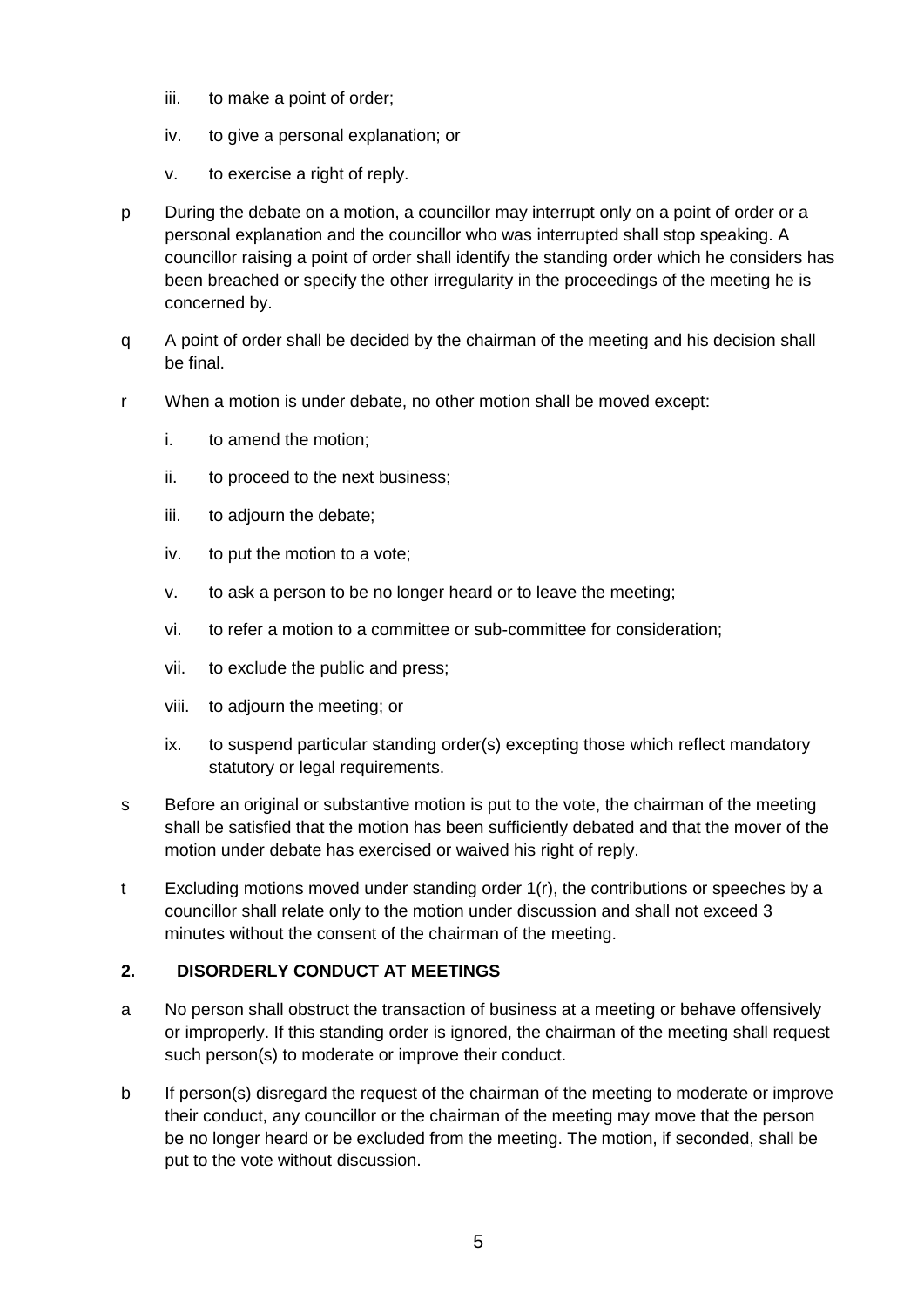iii. to make a point of order;

iv. to give a personal explanation; or

v. to exercise a right of reply.

p During the debate on a motion, a councillor may interrupt only on a point of order or a personal explanation and the councillor who was interrupted shall stop speaking. A councillor raising a point of order shall identify the standing order which he considers has been breached or specify the other irregularity in the proceedings of the meeting he is concerned by.

q A point of order shall be decided by the chairman of the meeting and his decision shall be final.

r When a motion is under debate, no other motion shall be moved except:

i. to amend the motion;

ii. to proceed to the next business;

iii. to adjourn the debate;

iv. to put the motion to a vote;

v. to ask a person to be no longer heard or to leave the meeting;

vi. to refer a motion to a committee or sub-committee for consideration;

vii. to exclude the public and press;

viii. to adjourn the meeting; or

ix. to suspend particular standing order(s) excepting those which reflect mandatory statutory or legal requirements.

s Before an original or substantive motion is put to the vote, the chairman of the meeting shall be satisfied that the motion has been sufficiently debated and that the mover of the motion under debate has exercised or waived his right of reply.

t Excluding motions moved under standing order 1(r), the contributions or speeches by a councillor shall relate only to the motion under discussion and shall not exceed 3 minutes without the consent of the chairman of the meeting.

## 2. DISORDERLY CONDUCT AT MEETINGS

a No person shall obstruct the transaction of business at a meeting or behave offensively or improperly. If this standing order is ignored, the chairman of the meeting shall request such person(s) to moderate or improve their conduct.

b If person(s) disregard the request of the chairman of the meeting to moderate or improve their conduct, any councillor or the chairman of the meeting may move that the person be no longer heard or be excluded from the meeting. The motion, if seconded, shall be put to the vote without discussion.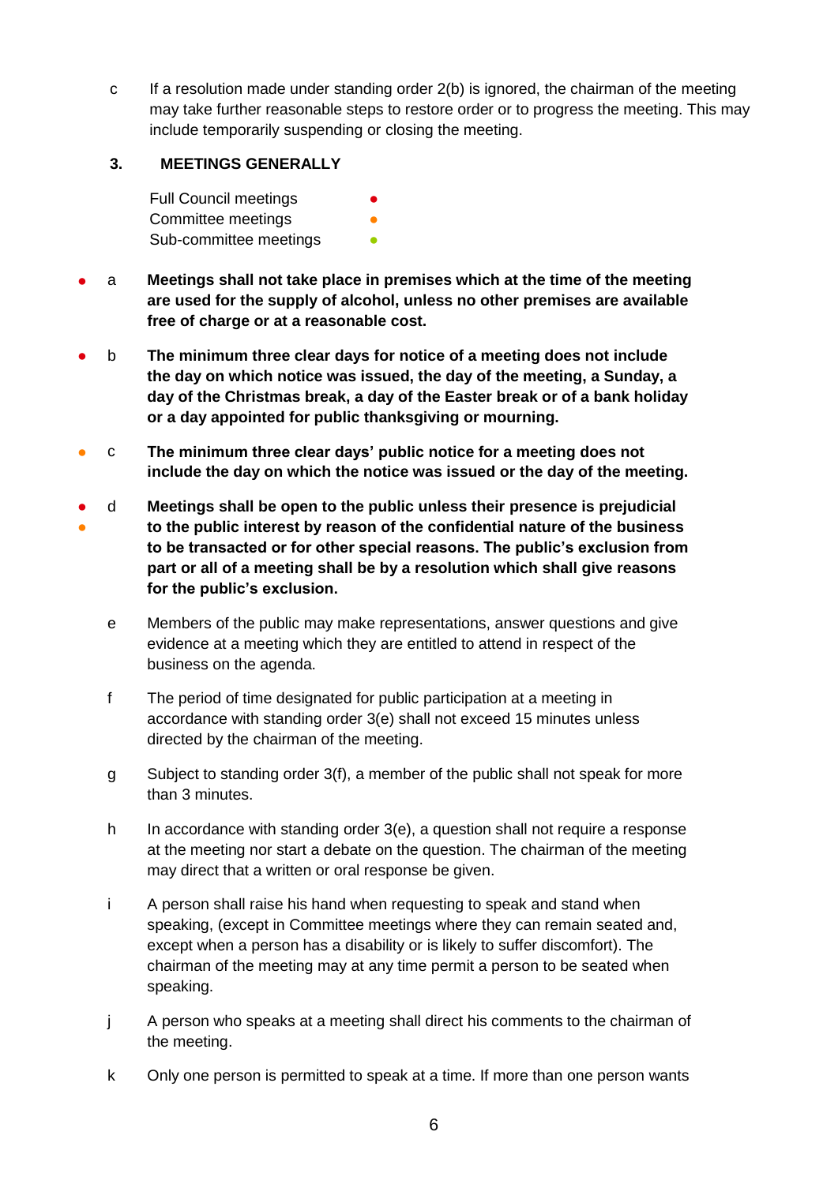c If a resolution made under standing order 2(b) is ignored, the chairman of the meeting may take further reasonable steps to restore order or to progress the meeting. This may include temporarily suspending or closing the meeting.

## 3. MEETINGS GENERALLY

Full Council meetings ●
Committee meetings ●
Sub-committee meetings ●

● a **Meetings shall not take place in premises which at the time of the meeting are used for the supply of alcohol, unless no other premises are available free of charge or at a reasonable cost.**

● b **The minimum three clear days for notice of a meeting does not include the day on which notice was issued, the day of the meeting, a Sunday, a day of the Christmas break, a day of the Easter break or of a bank holiday or a day appointed for public thanksgiving or mourning.**

● c **The minimum three clear days' public notice for a meeting does not include the day on which the notice was issued or the day of the meeting.**

● ● d **Meetings shall be open to the public unless their presence is prejudicial to the public interest by reason of the confidential nature of the business to be transacted or for other special reasons. The public's exclusion from part or all of a meeting shall be by a resolution which shall give reasons for the public's exclusion.**

e Members of the public may make representations, answer questions and give evidence at a meeting which they are entitled to attend in respect of the business on the agenda.

f The period of time designated for public participation at a meeting in accordance with standing order 3(e) shall not exceed 15 minutes unless directed by the chairman of the meeting.

g Subject to standing order 3(f), a member of the public shall not speak for more than 3 minutes.

h In accordance with standing order 3(e), a question shall not require a response at the meeting nor start a debate on the question. The chairman of the meeting may direct that a written or oral response be given.

i A person shall raise his hand when requesting to speak and stand when speaking, (except in Committee meetings where they can remain seated and, except when a person has a disability or is likely to suffer discomfort). The chairman of the meeting may at any time permit a person to be seated when speaking.

j A person who speaks at a meeting shall direct his comments to the chairman of the meeting.

k Only one person is permitted to speak at a time. If more than one person wants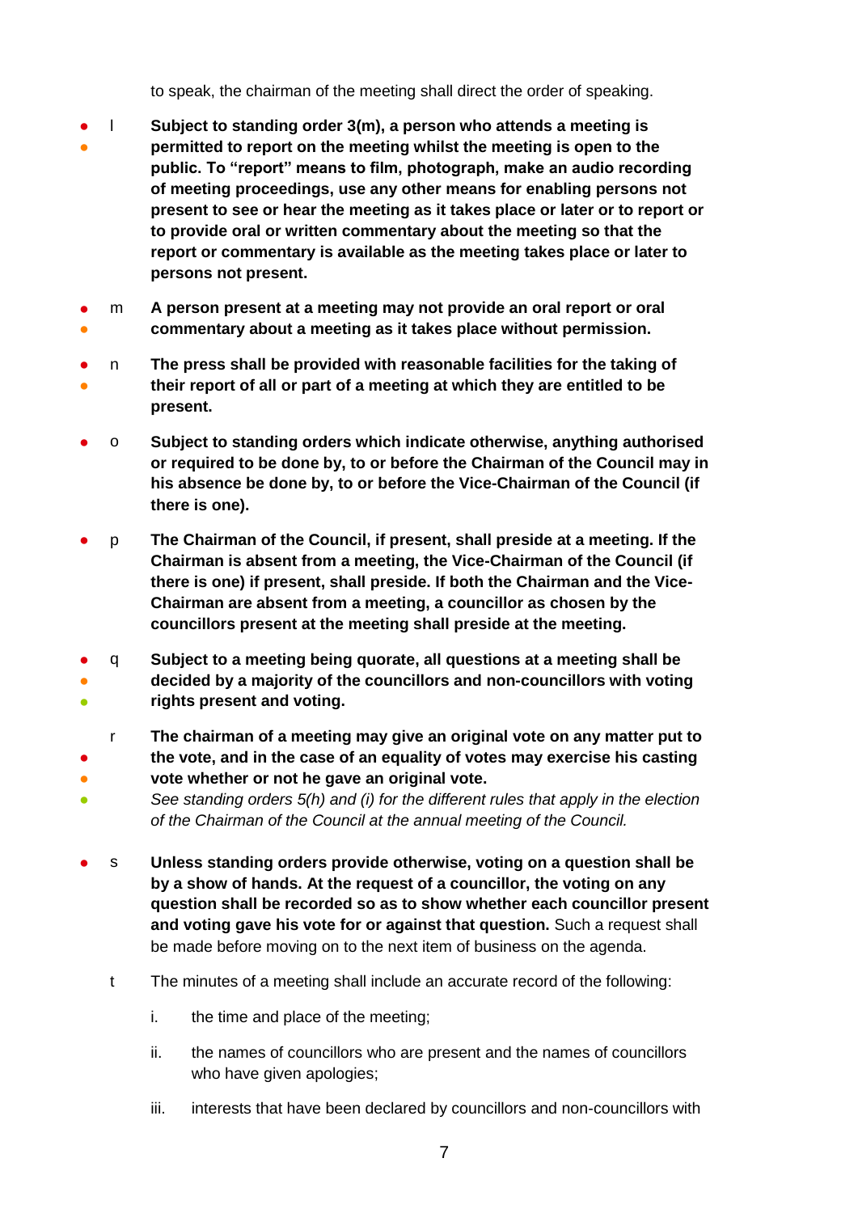to speak, the chairman of the meeting shall direct the order of speaking.

l **Subject to standing order 3(m), a person who attends a meeting is permitted to report on the meeting whilst the meeting is open to the public. To "report" means to film, photograph, make an audio recording of meeting proceedings, use any other means for enabling persons not present to see or hear the meeting as it takes place or later or to report or to provide oral or written commentary about the meeting so that the report or commentary is available as the meeting takes place or later to persons not present.**

m **A person present at a meeting may not provide an oral report or oral commentary about a meeting as it takes place without permission.**

n **The press shall be provided with reasonable facilities for the taking of their report of all or part of a meeting at which they are entitled to be present.**

o **Subject to standing orders which indicate otherwise, anything authorised or required to be done by, to or before the Chairman of the Council may in his absence be done by, to or before the Vice-Chairman of the Council (if there is one).**

p **The Chairman of the Council, if present, shall preside at a meeting. If the Chairman is absent from a meeting, the Vice-Chairman of the Council (if there is one) if present, shall preside. If both the Chairman and the Vice-Chairman are absent from a meeting, a councillor as chosen by the councillors present at the meeting shall preside at the meeting.**

q **Subject to a meeting being quorate, all questions at a meeting shall be decided by a majority of the councillors and non-councillors with voting rights present and voting.**

r **The chairman of a meeting may give an original vote on any matter put to the vote, and in the case of an equality of votes may exercise his casting vote whether or not he gave an original vote.**
*See standing orders 5(h) and (i) for the different rules that apply in the election of the Chairman of the Council at the annual meeting of the Council.*

s **Unless standing orders provide otherwise, voting on a question shall be by a show of hands. At the request of a councillor, the voting on any question shall be recorded so as to show whether each councillor present and voting gave his vote for or against that question.** Such a request shall be made before moving on to the next item of business on the agenda.

t The minutes of a meeting shall include an accurate record of the following:

i. the time and place of the meeting;

ii. the names of councillors who are present and the names of councillors who have given apologies;

iii. interests that have been declared by councillors and non-councillors with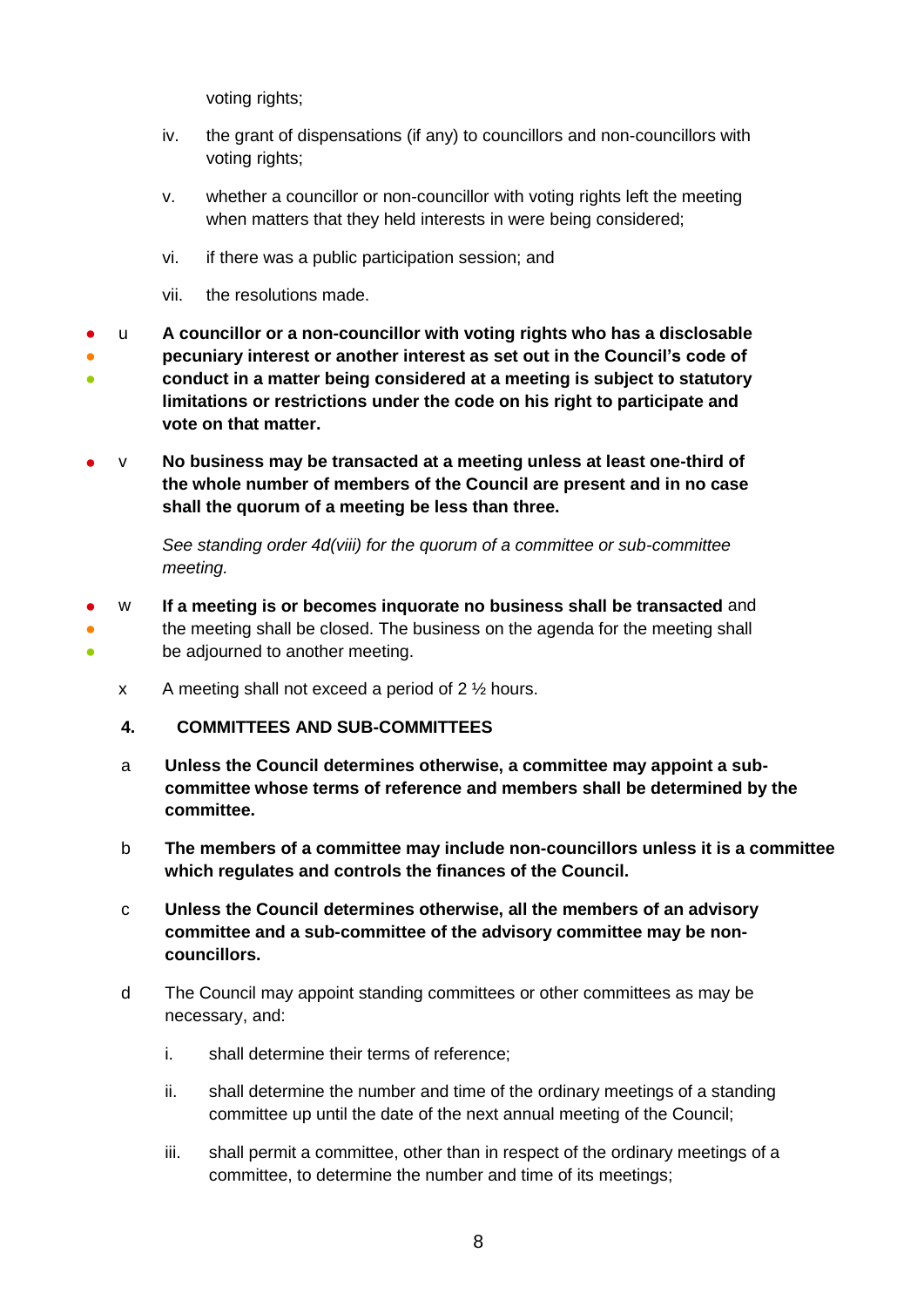voting rights;

iv. the grant of dispensations (if any) to councillors and non-councillors with voting rights;

v. whether a councillor or non-councillor with voting rights left the meeting when matters that they held interests in were being considered;

vi. if there was a public participation session; and

vii. the resolutions made.

u **A councillor or a non-councillor with voting rights who has a disclosable pecuniary interest or another interest as set out in the Council's code of conduct in a matter being considered at a meeting is subject to statutory limitations or restrictions under the code on his right to participate and vote on that matter.**

v **No business may be transacted at a meeting unless at least one-third of the whole number of members of the Council are present and in no case shall the quorum of a meeting be less than three.**

*See standing order 4d(viii) for the quorum of a committee or sub-committee meeting.*

w **If a meeting is or becomes inquorate no business shall be transacted** and the meeting shall be closed. The business on the agenda for the meeting shall be adjourned to another meeting.

x A meeting shall not exceed a period of 2 ½ hours.

## 4. COMMITTEES AND SUB-COMMITTEES

a **Unless the Council determines otherwise, a committee may appoint a sub-committee whose terms of reference and members shall be determined by the committee.**

b **The members of a committee may include non-councillors unless it is a committee which regulates and controls the finances of the Council.**

c **Unless the Council determines otherwise, all the members of an advisory committee and a sub-committee of the advisory committee may be non-councillors.**

d The Council may appoint standing committees or other committees as may be necessary, and:

i. shall determine their terms of reference;

ii. shall determine the number and time of the ordinary meetings of a standing committee up until the date of the next annual meeting of the Council;

iii. shall permit a committee, other than in respect of the ordinary meetings of a committee, to determine the number and time of its meetings;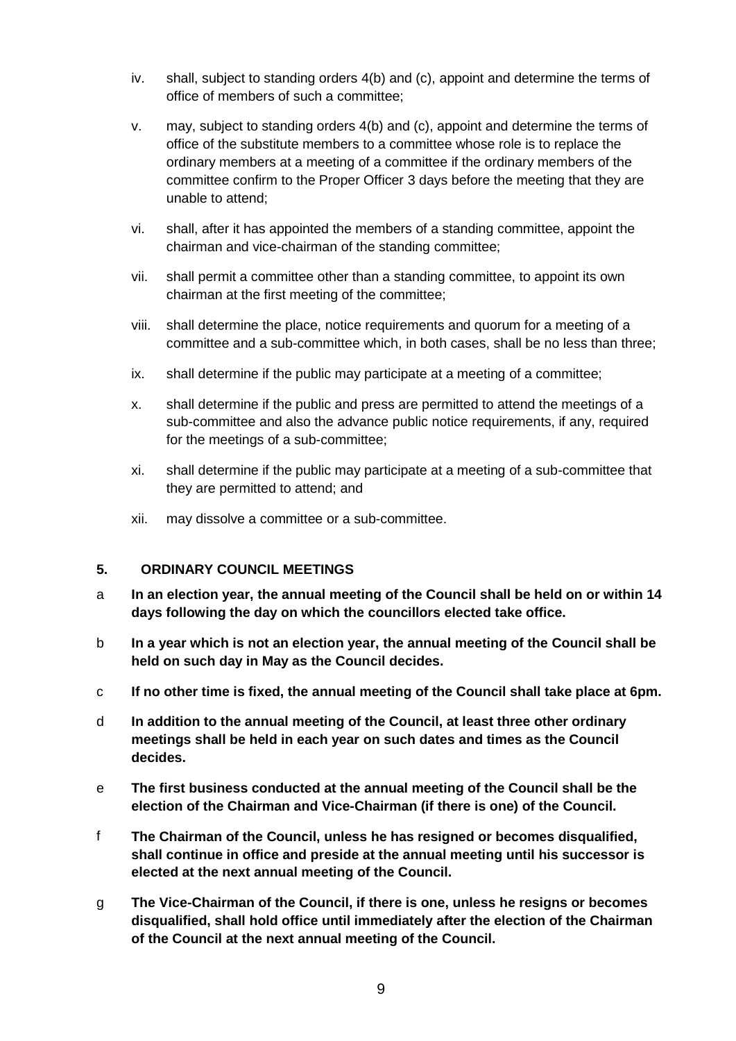iv. shall, subject to standing orders 4(b) and (c), appoint and determine the terms of office of members of such a committee;

v. may, subject to standing orders 4(b) and (c), appoint and determine the terms of office of the substitute members to a committee whose role is to replace the ordinary members at a meeting of a committee if the ordinary members of the committee confirm to the Proper Officer 3 days before the meeting that they are unable to attend;

vi. shall, after it has appointed the members of a standing committee, appoint the chairman and vice-chairman of the standing committee;

vii. shall permit a committee other than a standing committee, to appoint its own chairman at the first meeting of the committee;

viii. shall determine the place, notice requirements and quorum for a meeting of a committee and a sub-committee which, in both cases, shall be no less than three;

ix. shall determine if the public may participate at a meeting of a committee;

x. shall determine if the public and press are permitted to attend the meetings of a sub-committee and also the advance public notice requirements, if any, required for the meetings of a sub-committee;

xi. shall determine if the public may participate at a meeting of a sub-committee that they are permitted to attend; and

xii. may dissolve a committee or a sub-committee.

## 5. ORDINARY COUNCIL MEETINGS

a **In an election year, the annual meeting of the Council shall be held on or within 14 days following the day on which the councillors elected take office.**

b **In a year which is not an election year, the annual meeting of the Council shall be held on such day in May as the Council decides.**

c **If no other time is fixed, the annual meeting of the Council shall take place at 6pm.**

d **In addition to the annual meeting of the Council, at least three other ordinary meetings shall be held in each year on such dates and times as the Council decides.**

e **The first business conducted at the annual meeting of the Council shall be the election of the Chairman and Vice-Chairman (if there is one) of the Council.**

f **The Chairman of the Council, unless he has resigned or becomes disqualified, shall continue in office and preside at the annual meeting until his successor is elected at the next annual meeting of the Council.**

g **The Vice-Chairman of the Council, if there is one, unless he resigns or becomes disqualified, shall hold office until immediately after the election of the Chairman of the Council at the next annual meeting of the Council.**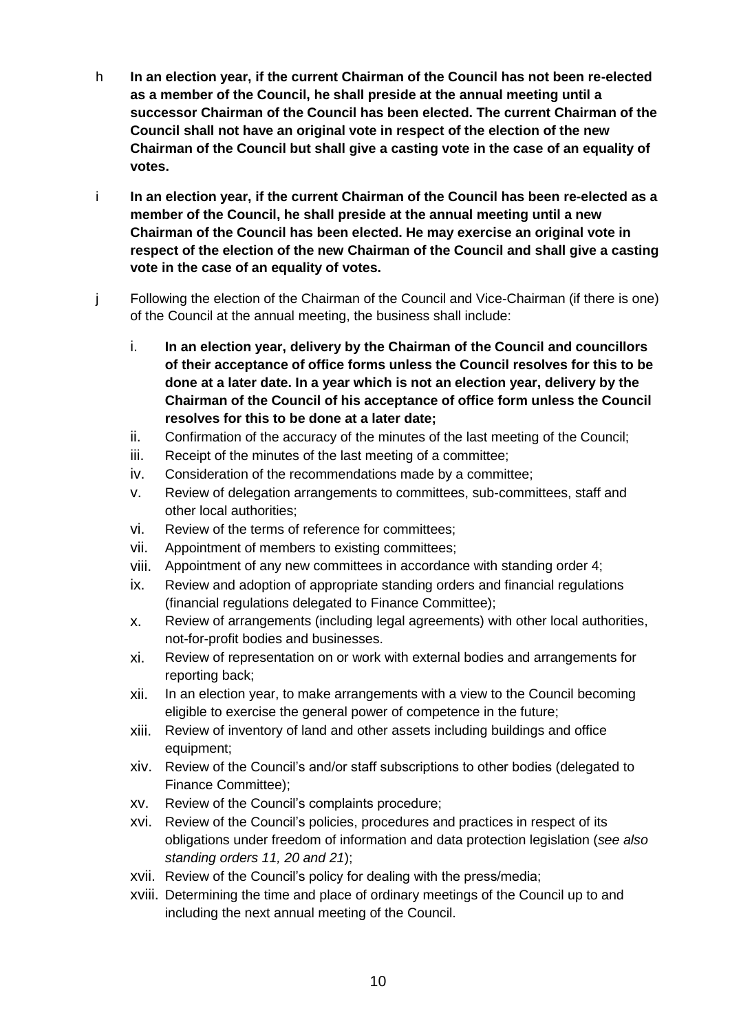h **In an election year, if the current Chairman of the Council has not been re-elected as a member of the Council, he shall preside at the annual meeting until a successor Chairman of the Council has been elected. The current Chairman of the Council shall not have an original vote in respect of the election of the new Chairman of the Council but shall give a casting vote in the case of an equality of votes.**

i **In an election year, if the current Chairman of the Council has been re-elected as a member of the Council, he shall preside at the annual meeting until a new Chairman of the Council has been elected. He may exercise an original vote in respect of the election of the new Chairman of the Council and shall give a casting vote in the case of an equality of votes.**

j Following the election of the Chairman of the Council and Vice-Chairman (if there is one) of the Council at the annual meeting, the business shall include:

i. **In an election year, delivery by the Chairman of the Council and councillors of their acceptance of office forms unless the Council resolves for this to be done at a later date. In a year which is not an election year, delivery by the Chairman of the Council of his acceptance of office form unless the Council resolves for this to be done at a later date;**
ii. Confirmation of the accuracy of the minutes of the last meeting of the Council;
iii. Receipt of the minutes of the last meeting of a committee;
iv. Consideration of the recommendations made by a committee;
v. Review of delegation arrangements to committees, sub-committees, staff and other local authorities;
vi. Review of the terms of reference for committees;
vii. Appointment of members to existing committees;
viii. Appointment of any new committees in accordance with standing order 4;
ix. Review and adoption of appropriate standing orders and financial regulations (financial regulations delegated to Finance Committee);
x. Review of arrangements (including legal agreements) with other local authorities, not-for-profit bodies and businesses.
xi. Review of representation on or work with external bodies and arrangements for reporting back;
xii. In an election year, to make arrangements with a view to the Council becoming eligible to exercise the general power of competence in the future;
xiii. Review of inventory of land and other assets including buildings and office equipment;
xiv. Review of the Council's and/or staff subscriptions to other bodies (delegated to Finance Committee);
xv. Review of the Council's complaints procedure;
xvi. Review of the Council's policies, procedures and practices in respect of its obligations under freedom of information and data protection legislation (*see also standing orders 11, 20 and 21*);
xvii. Review of the Council's policy for dealing with the press/media;
xviii. Determining the time and place of ordinary meetings of the Council up to and including the next annual meeting of the Council.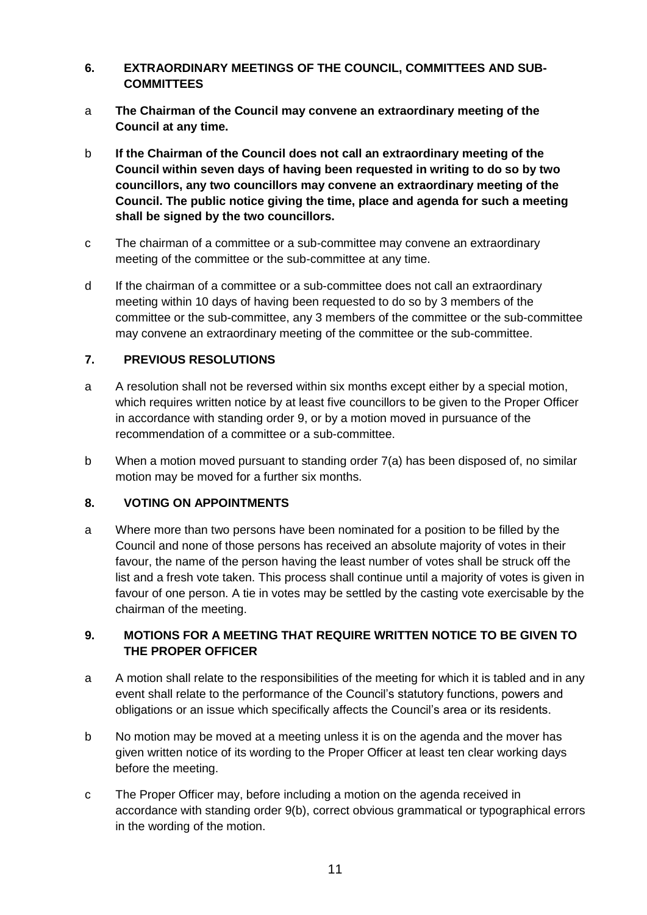## 6. EXTRAORDINARY MEETINGS OF THE COUNCIL, COMMITTEES AND SUB-COMMITTEES

a **The Chairman of the Council may convene an extraordinary meeting of the Council at any time.**

b **If the Chairman of the Council does not call an extraordinary meeting of the Council within seven days of having been requested in writing to do so by two councillors, any two councillors may convene an extraordinary meeting of the Council. The public notice giving the time, place and agenda for such a meeting shall be signed by the two councillors.**

c The chairman of a committee or a sub-committee may convene an extraordinary meeting of the committee or the sub-committee at any time.

d If the chairman of a committee or a sub-committee does not call an extraordinary meeting within 10 days of having been requested to do so by 3 members of the committee or the sub-committee, any 3 members of the committee or the sub-committee may convene an extraordinary meeting of the committee or the sub-committee.

## 7. PREVIOUS RESOLUTIONS

a A resolution shall not be reversed within six months except either by a special motion, which requires written notice by at least five councillors to be given to the Proper Officer in accordance with standing order 9, or by a motion moved in pursuance of the recommendation of a committee or a sub-committee.

b When a motion moved pursuant to standing order 7(a) has been disposed of, no similar motion may be moved for a further six months.

## 8. VOTING ON APPOINTMENTS

a Where more than two persons have been nominated for a position to be filled by the Council and none of those persons has received an absolute majority of votes in their favour, the name of the person having the least number of votes shall be struck off the list and a fresh vote taken. This process shall continue until a majority of votes is given in favour of one person. A tie in votes may be settled by the casting vote exercisable by the chairman of the meeting.

## 9. MOTIONS FOR A MEETING THAT REQUIRE WRITTEN NOTICE TO BE GIVEN TO THE PROPER OFFICER

a A motion shall relate to the responsibilities of the meeting for which it is tabled and in any event shall relate to the performance of the Council's statutory functions, powers and obligations or an issue which specifically affects the Council's area or its residents.

b No motion may be moved at a meeting unless it is on the agenda and the mover has given written notice of its wording to the Proper Officer at least ten clear working days before the meeting.

c The Proper Officer may, before including a motion on the agenda received in accordance with standing order 9(b), correct obvious grammatical or typographical errors in the wording of the motion.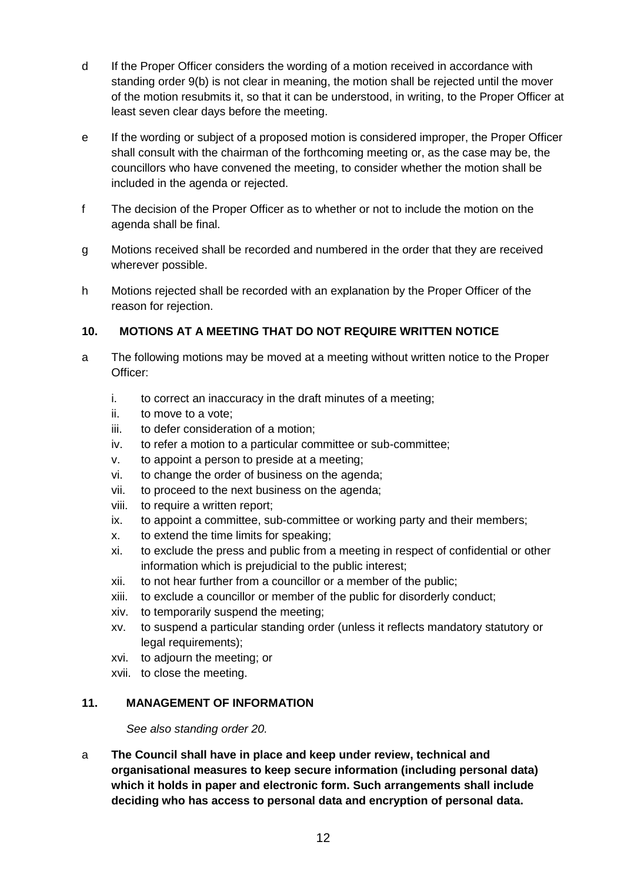d If the Proper Officer considers the wording of a motion received in accordance with standing order 9(b) is not clear in meaning, the motion shall be rejected until the mover of the motion resubmits it, so that it can be understood, in writing, to the Proper Officer at least seven clear days before the meeting.

e If the wording or subject of a proposed motion is considered improper, the Proper Officer shall consult with the chairman of the forthcoming meeting or, as the case may be, the councillors who have convened the meeting, to consider whether the motion shall be included in the agenda or rejected.

f The decision of the Proper Officer as to whether or not to include the motion on the agenda shall be final.

g Motions received shall be recorded and numbered in the order that they are received wherever possible.

h Motions rejected shall be recorded with an explanation by the Proper Officer of the reason for rejection.

### 10. MOTIONS AT A MEETING THAT DO NOT REQUIRE WRITTEN NOTICE

a The following motions may be moved at a meeting without written notice to the Proper Officer:

i. to correct an inaccuracy in the draft minutes of a meeting;
ii. to move to a vote;
iii. to defer consideration of a motion;
iv. to refer a motion to a particular committee or sub-committee;
v. to appoint a person to preside at a meeting;
vi. to change the order of business on the agenda;
vii. to proceed to the next business on the agenda;
viii. to require a written report;
ix. to appoint a committee, sub-committee or working party and their members;
x. to extend the time limits for speaking;
xi. to exclude the press and public from a meeting in respect of confidential or other information which is prejudicial to the public interest;
xii. to not hear further from a councillor or a member of the public;
xiii. to exclude a councillor or member of the public for disorderly conduct;
xiv. to temporarily suspend the meeting;
xv. to suspend a particular standing order (unless it reflects mandatory statutory or legal requirements);
xvi. to adjourn the meeting; or
xvii. to close the meeting.

### 11. MANAGEMENT OF INFORMATION

*See also standing order 20.*

a **The Council shall have in place and keep under review, technical and organisational measures to keep secure information (including personal data) which it holds in paper and electronic form. Such arrangements shall include deciding who has access to personal data and encryption of personal data.**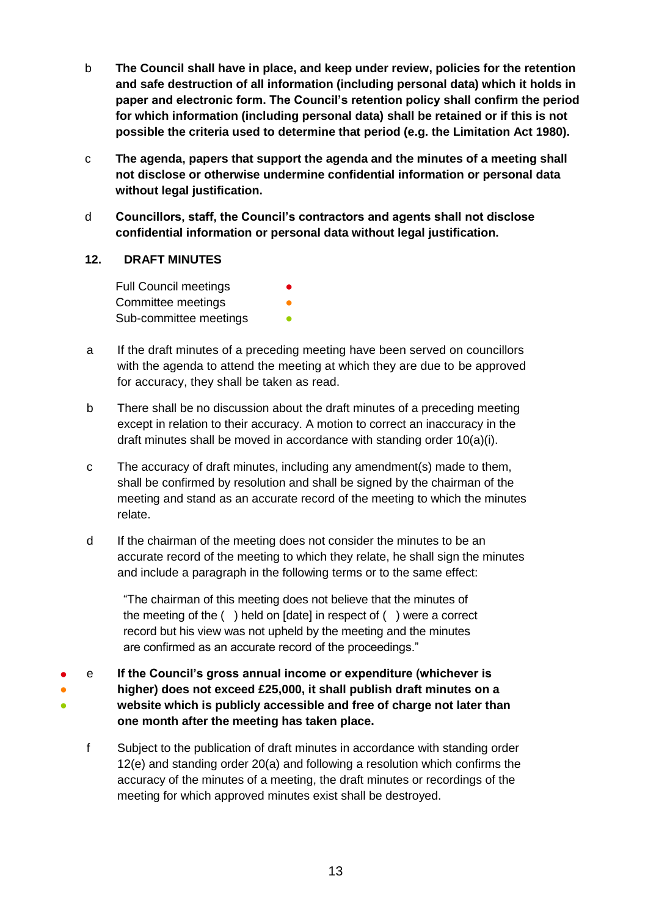b **The Council shall have in place, and keep under review, policies for the retention and safe destruction of all information (including personal data) which it holds in paper and electronic form. The Council's retention policy shall confirm the period for which information (including personal data) shall be retained or if this is not possible the criteria used to determine that period (e.g. the Limitation Act 1980).**

c **The agenda, papers that support the agenda and the minutes of a meeting shall not disclose or otherwise undermine confidential information or personal data without legal justification.**

d **Councillors, staff, the Council's contractors and agents shall not disclose confidential information or personal data without legal justification.**

## 12. DRAFT MINUTES

Full Council meetings ●
Committee meetings ●
Sub-committee meetings ●

a If the draft minutes of a preceding meeting have been served on councillors with the agenda to attend the meeting at which they are due to be approved for accuracy, they shall be taken as read.

b There shall be no discussion about the draft minutes of a preceding meeting except in relation to their accuracy. A motion to correct an inaccuracy in the draft minutes shall be moved in accordance with standing order 10(a)(i).

c The accuracy of draft minutes, including any amendment(s) made to them, shall be confirmed by resolution and shall be signed by the chairman of the meeting and stand as an accurate record of the meeting to which the minutes relate.

d If the chairman of the meeting does not consider the minutes to be an accurate record of the meeting to which they relate, he shall sign the minutes and include a paragraph in the following terms or to the same effect:

> "The chairman of this meeting does not believe that the minutes of the meeting of the ( ) held on [date] in respect of ( ) were a correct record but his view was not upheld by the meeting and the minutes are confirmed as an accurate record of the proceedings."

● ● ● e **If the Council's gross annual income or expenditure (whichever is higher) does not exceed £25,000, it shall publish draft minutes on a website which is publicly accessible and free of charge not later than one month after the meeting has taken place.**

f Subject to the publication of draft minutes in accordance with standing order 12(e) and standing order 20(a) and following a resolution which confirms the accuracy of the minutes of a meeting, the draft minutes or recordings of the meeting for which approved minutes exist shall be destroyed.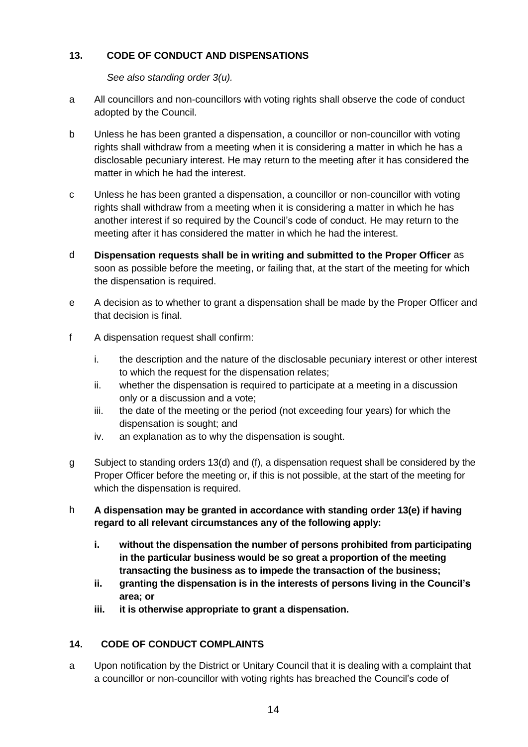## 13. CODE OF CONDUCT AND DISPENSATIONS

*See also standing order 3(u).*

a All councillors and non-councillors with voting rights shall observe the code of conduct adopted by the Council.

b Unless he has been granted a dispensation, a councillor or non-councillor with voting rights shall withdraw from a meeting when it is considering a matter in which he has a disclosable pecuniary interest. He may return to the meeting after it has considered the matter in which he had the interest.

c Unless he has been granted a dispensation, a councillor or non-councillor with voting rights shall withdraw from a meeting when it is considering a matter in which he has another interest if so required by the Council's code of conduct. He may return to the meeting after it has considered the matter in which he had the interest.

d **Dispensation requests shall be in writing and submitted to the Proper Officer** as soon as possible before the meeting, or failing that, at the start of the meeting for which the dispensation is required.

e A decision as to whether to grant a dispensation shall be made by the Proper Officer and that decision is final.

f A dispensation request shall confirm:

- i. the description and the nature of the disclosable pecuniary interest or other interest to which the request for the dispensation relates;
- ii. whether the dispensation is required to participate at a meeting in a discussion only or a discussion and a vote;
- iii. the date of the meeting or the period (not exceeding four years) for which the dispensation is sought; and
- iv. an explanation as to why the dispensation is sought.

g Subject to standing orders 13(d) and (f), a dispensation request shall be considered by the Proper Officer before the meeting or, if this is not possible, at the start of the meeting for which the dispensation is required.

h **A dispensation may be granted in accordance with standing order 13(e) if having regard to all relevant circumstances any of the following apply:**

- **i. without the dispensation the number of persons prohibited from participating in the particular business would be so great a proportion of the meeting transacting the business as to impede the transaction of the business;**
- **ii. granting the dispensation is in the interests of persons living in the Council's area; or**
- **iii. it is otherwise appropriate to grant a dispensation.**

## 14. CODE OF CONDUCT COMPLAINTS

a Upon notification by the District or Unitary Council that it is dealing with a complaint that a councillor or non-councillor with voting rights has breached the Council's code of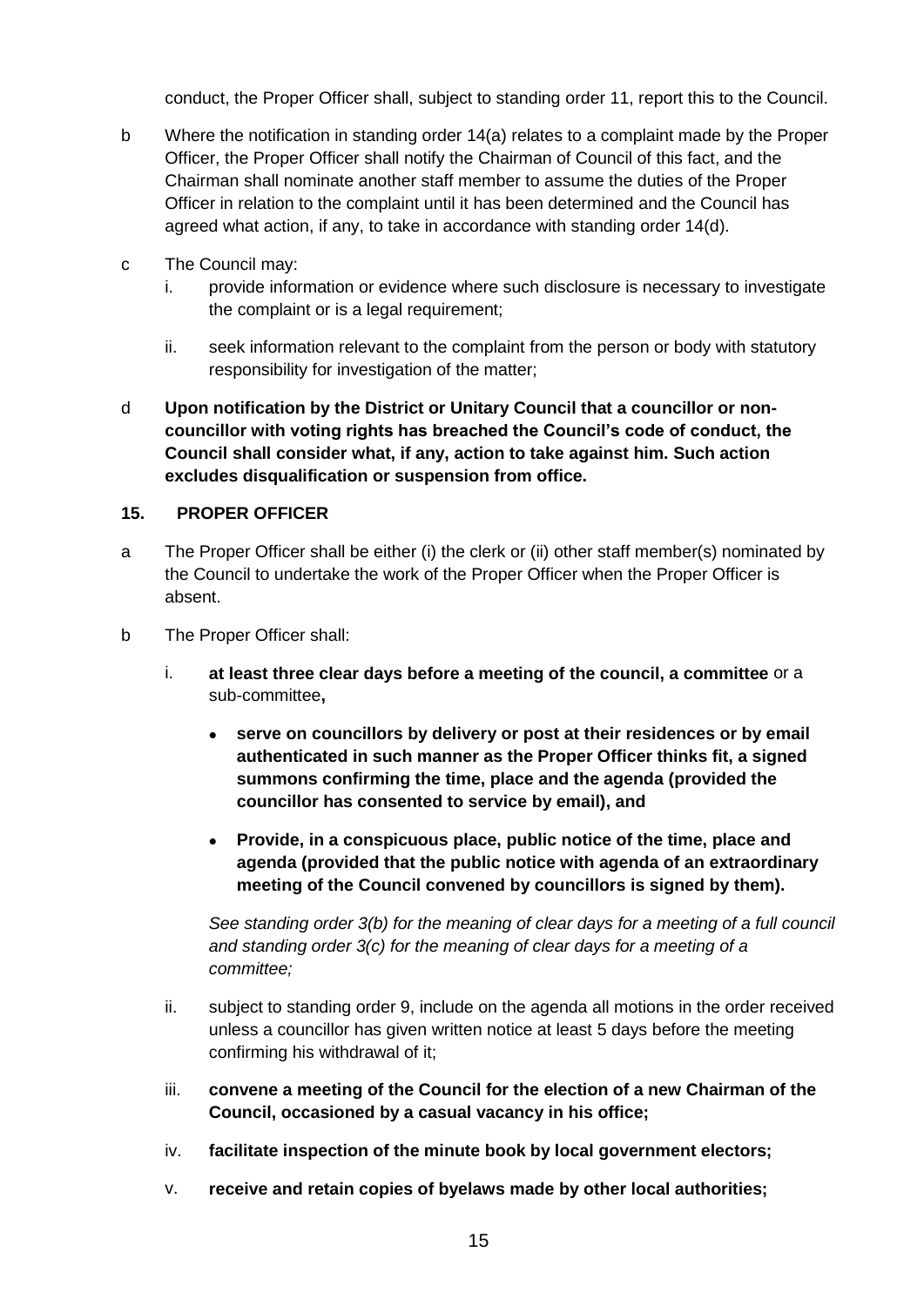conduct, the Proper Officer shall, subject to standing order 11, report this to the Council.

b Where the notification in standing order 14(a) relates to a complaint made by the Proper Officer, the Proper Officer shall notify the Chairman of Council of this fact, and the Chairman shall nominate another staff member to assume the duties of the Proper Officer in relation to the complaint until it has been determined and the Council has agreed what action, if any, to take in accordance with standing order 14(d).

c The Council may:

   i. provide information or evidence where such disclosure is necessary to investigate the complaint or is a legal requirement;

   ii. seek information relevant to the complaint from the person or body with statutory responsibility for investigation of the matter;

d **Upon notification by the District or Unitary Council that a councillor or non-councillor with voting rights has breached the Council's code of conduct, the Council shall consider what, if any, action to take against him. Such action excludes disqualification or suspension from office.**

## 15. PROPER OFFICER

a The Proper Officer shall be either (i) the clerk or (ii) other staff member(s) nominated by the Council to undertake the work of the Proper Officer when the Proper Officer is absent.

b The Proper Officer shall:

   i. **at least three clear days before a meeting of the council, a committee** or a sub-committee**,**

      - **serve on councillors by delivery or post at their residences or by email authenticated in such manner as the Proper Officer thinks fit, a signed summons confirming the time, place and the agenda (provided the councillor has consented to service by email), and**
      - **Provide, in a conspicuous place, public notice of the time, place and agenda (provided that the public notice with agenda of an extraordinary meeting of the Council convened by councillors is signed by them).**

      *See standing order 3(b) for the meaning of clear days for a meeting of a full council and standing order 3(c) for the meaning of clear days for a meeting of a committee;*

   ii. subject to standing order 9, include on the agenda all motions in the order received unless a councillor has given written notice at least 5 days before the meeting confirming his withdrawal of it;

   iii. **convene a meeting of the Council for the election of a new Chairman of the Council, occasioned by a casual vacancy in his office;**

   iv. **facilitate inspection of the minute book by local government electors;**

   v. **receive and retain copies of byelaws made by other local authorities;**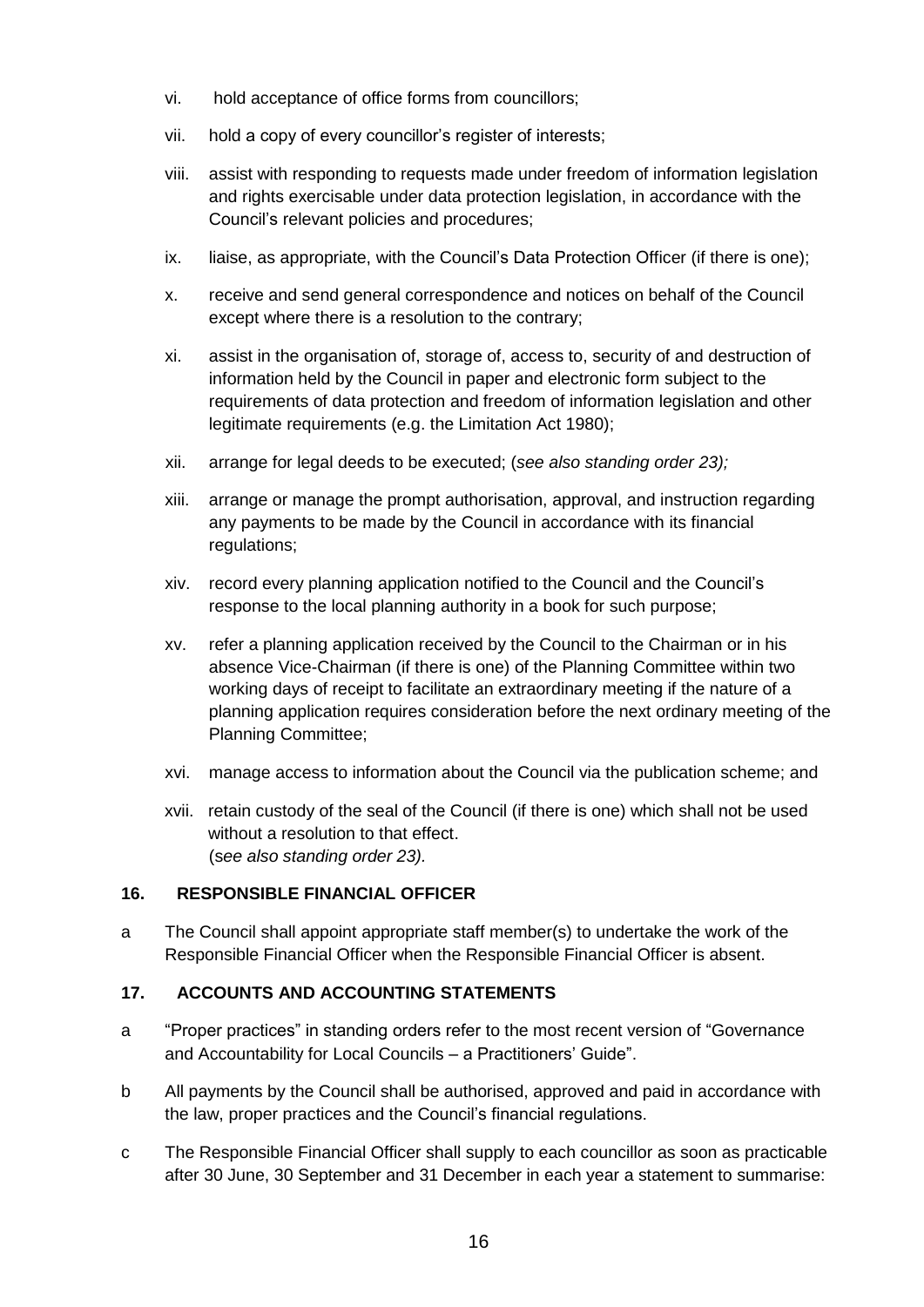vi. hold acceptance of office forms from councillors;

vii. hold a copy of every councillor's register of interests;

viii. assist with responding to requests made under freedom of information legislation and rights exercisable under data protection legislation, in accordance with the Council's relevant policies and procedures;

ix. liaise, as appropriate, with the Council's Data Protection Officer (if there is one);

x. receive and send general correspondence and notices on behalf of the Council except where there is a resolution to the contrary;

xi. assist in the organisation of, storage of, access to, security of and destruction of information held by the Council in paper and electronic form subject to the requirements of data protection and freedom of information legislation and other legitimate requirements (e.g. the Limitation Act 1980);

xii. arrange for legal deeds to be executed; (*see also standing order 23);*

xiii. arrange or manage the prompt authorisation, approval, and instruction regarding any payments to be made by the Council in accordance with its financial regulations;

xiv. record every planning application notified to the Council and the Council's response to the local planning authority in a book for such purpose;

xv. refer a planning application received by the Council to the Chairman or in his absence Vice-Chairman (if there is one) of the Planning Committee within two working days of receipt to facilitate an extraordinary meeting if the nature of a planning application requires consideration before the next ordinary meeting of the Planning Committee;

xvi. manage access to information about the Council via the publication scheme; and

xvii. retain custody of the seal of the Council (if there is one) which shall not be used without a resolution to that effect.
(*see also standing order 23).*

## 16. RESPONSIBLE FINANCIAL OFFICER

a The Council shall appoint appropriate staff member(s) to undertake the work of the Responsible Financial Officer when the Responsible Financial Officer is absent.

## 17. ACCOUNTS AND ACCOUNTING STATEMENTS

a "Proper practices" in standing orders refer to the most recent version of "Governance and Accountability for Local Councils – a Practitioners' Guide".

b All payments by the Council shall be authorised, approved and paid in accordance with the law, proper practices and the Council's financial regulations.

c The Responsible Financial Officer shall supply to each councillor as soon as practicable after 30 June, 30 September and 31 December in each year a statement to summarise: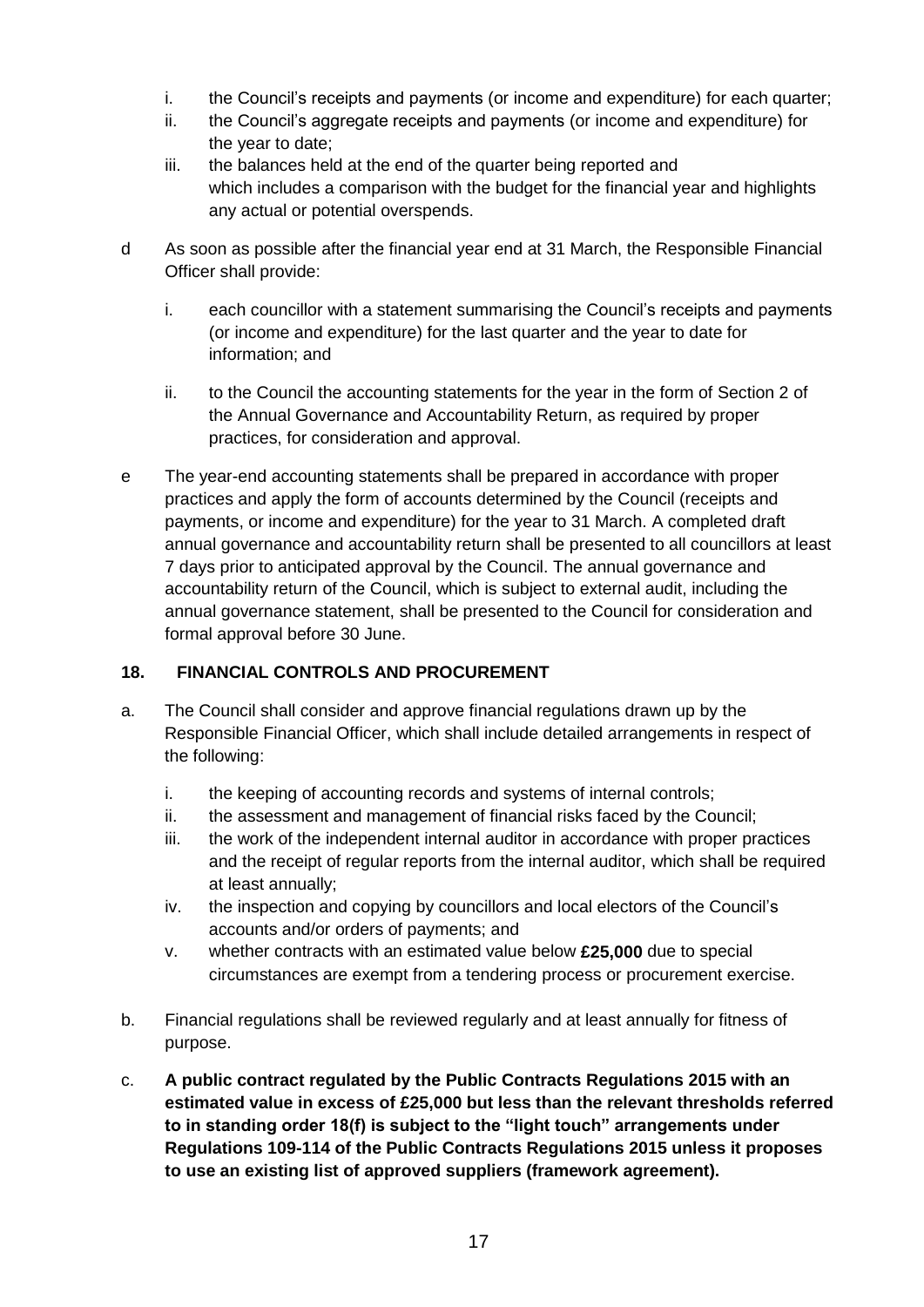i. the Council's receipts and payments (or income and expenditure) for each quarter;
ii. the Council's aggregate receipts and payments (or income and expenditure) for the year to date;
iii. the balances held at the end of the quarter being reported and

which includes a comparison with the budget for the financial year and highlights any actual or potential overspends.

d As soon as possible after the financial year end at 31 March, the Responsible Financial Officer shall provide:

i. each councillor with a statement summarising the Council's receipts and payments (or income and expenditure) for the last quarter and the year to date for information; and

ii. to the Council the accounting statements for the year in the form of Section 2 of the Annual Governance and Accountability Return, as required by proper practices, for consideration and approval.

e The year-end accounting statements shall be prepared in accordance with proper practices and apply the form of accounts determined by the Council (receipts and payments, or income and expenditure) for the year to 31 March. A completed draft annual governance and accountability return shall be presented to all councillors at least 7 days prior to anticipated approval by the Council. The annual governance and accountability return of the Council, which is subject to external audit, including the annual governance statement, shall be presented to the Council for consideration and formal approval before 30 June.

## 18. FINANCIAL CONTROLS AND PROCUREMENT

a. The Council shall consider and approve financial regulations drawn up by the Responsible Financial Officer, which shall include detailed arrangements in respect of the following:

i. the keeping of accounting records and systems of internal controls;
ii. the assessment and management of financial risks faced by the Council;
iii. the work of the independent internal auditor in accordance with proper practices and the receipt of regular reports from the internal auditor, which shall be required at least annually;
iv. the inspection and copying by councillors and local electors of the Council's accounts and/or orders of payments; and
v. whether contracts with an estimated value below **£25,000** due to special circumstances are exempt from a tendering process or procurement exercise.

b. Financial regulations shall be reviewed regularly and at least annually for fitness of purpose.

c. **A public contract regulated by the Public Contracts Regulations 2015 with an estimated value in excess of £25,000 but less than the relevant thresholds referred to in standing order 18(f) is subject to the "light touch" arrangements under Regulations 109-114 of the Public Contracts Regulations 2015 unless it proposes to use an existing list of approved suppliers (framework agreement).**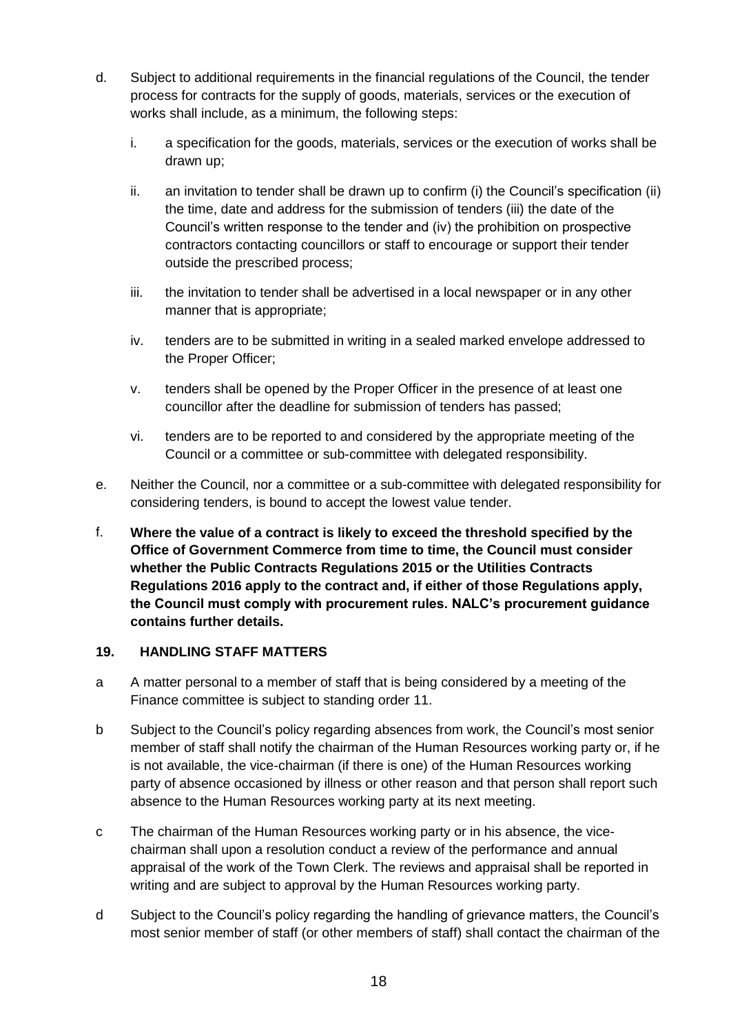d. Subject to additional requirements in the financial regulations of the Council, the tender process for contracts for the supply of goods, materials, services or the execution of works shall include, as a minimum, the following steps:

   i. a specification for the goods, materials, services or the execution of works shall be drawn up;

   ii. an invitation to tender shall be drawn up to confirm (i) the Council's specification (ii) the time, date and address for the submission of tenders (iii) the date of the Council's written response to the tender and (iv) the prohibition on prospective contractors contacting councillors or staff to encourage or support their tender outside the prescribed process;

   iii. the invitation to tender shall be advertised in a local newspaper or in any other manner that is appropriate;

   iv. tenders are to be submitted in writing in a sealed marked envelope addressed to the Proper Officer;

   v. tenders shall be opened by the Proper Officer in the presence of at least one councillor after the deadline for submission of tenders has passed;

   vi. tenders are to be reported to and considered by the appropriate meeting of the Council or a committee or sub-committee with delegated responsibility.

e. Neither the Council, nor a committee or a sub-committee with delegated responsibility for considering tenders, is bound to accept the lowest value tender.

f. **Where the value of a contract is likely to exceed the threshold specified by the Office of Government Commerce from time to time, the Council must consider whether the Public Contracts Regulations 2015 or the Utilities Contracts Regulations 2016 apply to the contract and, if either of those Regulations apply, the Council must comply with procurement rules. NALC's procurement guidance contains further details.**

### 19. HANDLING STAFF MATTERS

a A matter personal to a member of staff that is being considered by a meeting of the Finance committee is subject to standing order 11.

b Subject to the Council's policy regarding absences from work, the Council's most senior member of staff shall notify the chairman of the Human Resources working party or, if he is not available, the vice-chairman (if there is one) of the Human Resources working party of absence occasioned by illness or other reason and that person shall report such absence to the Human Resources working party at its next meeting.

c The chairman of the Human Resources working party or in his absence, the vice-chairman shall upon a resolution conduct a review of the performance and annual appraisal of the work of the Town Clerk. The reviews and appraisal shall be reported in writing and are subject to approval by the Human Resources working party.

d Subject to the Council's policy regarding the handling of grievance matters, the Council's most senior member of staff (or other members of staff) shall contact the chairman of the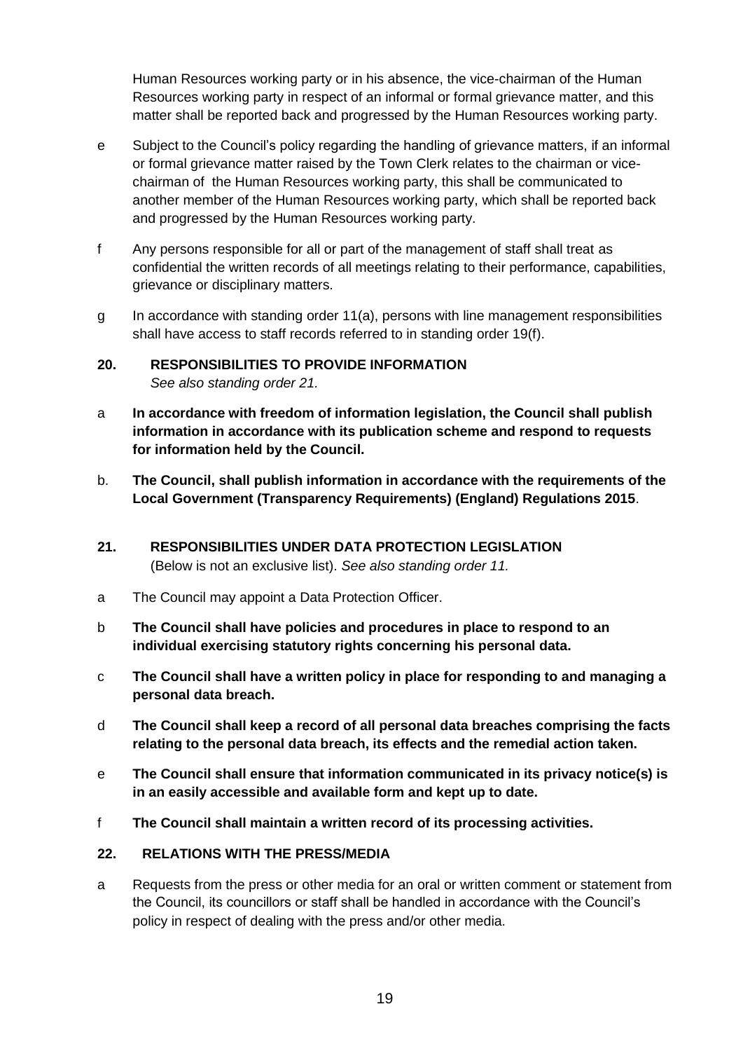Human Resources working party or in his absence, the vice-chairman of the Human Resources working party in respect of an informal or formal grievance matter, and this matter shall be reported back and progressed by the Human Resources working party.

e Subject to the Council's policy regarding the handling of grievance matters, if an informal or formal grievance matter raised by the Town Clerk relates to the chairman or vice-chairman of the Human Resources working party, this shall be communicated to another member of the Human Resources working party, which shall be reported back and progressed by the Human Resources working party.

f Any persons responsible for all or part of the management of staff shall treat as confidential the written records of all meetings relating to their performance, capabilities, grievance or disciplinary matters.

g In accordance with standing order 11(a), persons with line management responsibilities shall have access to staff records referred to in standing order 19(f).

## 20. RESPONSIBILITIES TO PROVIDE INFORMATION

*See also standing order 21.*

a **In accordance with freedom of information legislation, the Council shall publish information in accordance with its publication scheme and respond to requests for information held by the Council.**

b. **The Council, shall publish information in accordance with the requirements of the Local Government (Transparency Requirements) (England) Regulations 2015**.

## 21. RESPONSIBILITIES UNDER DATA PROTECTION LEGISLATION

(Below is not an exclusive list). *See also standing order 11.*

a The Council may appoint a Data Protection Officer.

b **The Council shall have policies and procedures in place to respond to an individual exercising statutory rights concerning his personal data.**

c **The Council shall have a written policy in place for responding to and managing a personal data breach.**

d **The Council shall keep a record of all personal data breaches comprising the facts relating to the personal data breach, its effects and the remedial action taken.**

e **The Council shall ensure that information communicated in its privacy notice(s) is in an easily accessible and available form and kept up to date.**

f **The Council shall maintain a written record of its processing activities.**

## 22. RELATIONS WITH THE PRESS/MEDIA

a Requests from the press or other media for an oral or written comment or statement from the Council, its councillors or staff shall be handled in accordance with the Council's policy in respect of dealing with the press and/or other media.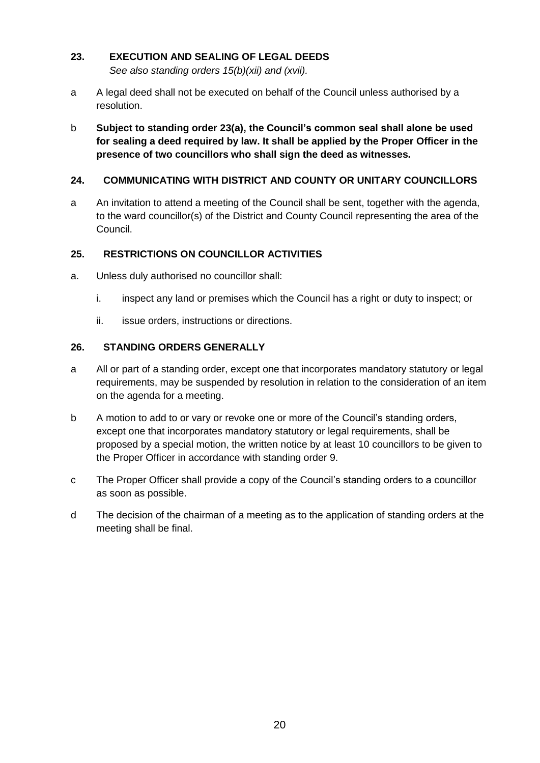## 23. EXECUTION AND SEALING OF LEGAL DEEDS

*See also standing orders 15(b)(xii) and (xvii).*

a A legal deed shall not be executed on behalf of the Council unless authorised by a resolution.

b **Subject to standing order 23(a), the Council's common seal shall alone be used for sealing a deed required by law. It shall be applied by the Proper Officer in the presence of two councillors who shall sign the deed as witnesses.**

## 24. COMMUNICATING WITH DISTRICT AND COUNTY OR UNITARY COUNCILLORS

a An invitation to attend a meeting of the Council shall be sent, together with the agenda, to the ward councillor(s) of the District and County Council representing the area of the Council.

## 25. RESTRICTIONS ON COUNCILLOR ACTIVITIES

a. Unless duly authorised no councillor shall:

   i. inspect any land or premises which the Council has a right or duty to inspect; or

   ii. issue orders, instructions or directions.

## 26. STANDING ORDERS GENERALLY

a All or part of a standing order, except one that incorporates mandatory statutory or legal requirements, may be suspended by resolution in relation to the consideration of an item on the agenda for a meeting.

b A motion to add to or vary or revoke one or more of the Council's standing orders, except one that incorporates mandatory statutory or legal requirements, shall be proposed by a special motion, the written notice by at least 10 councillors to be given to the Proper Officer in accordance with standing order 9.

c The Proper Officer shall provide a copy of the Council's standing orders to a councillor as soon as possible.

d The decision of the chairman of a meeting as to the application of standing orders at the meeting shall be final.